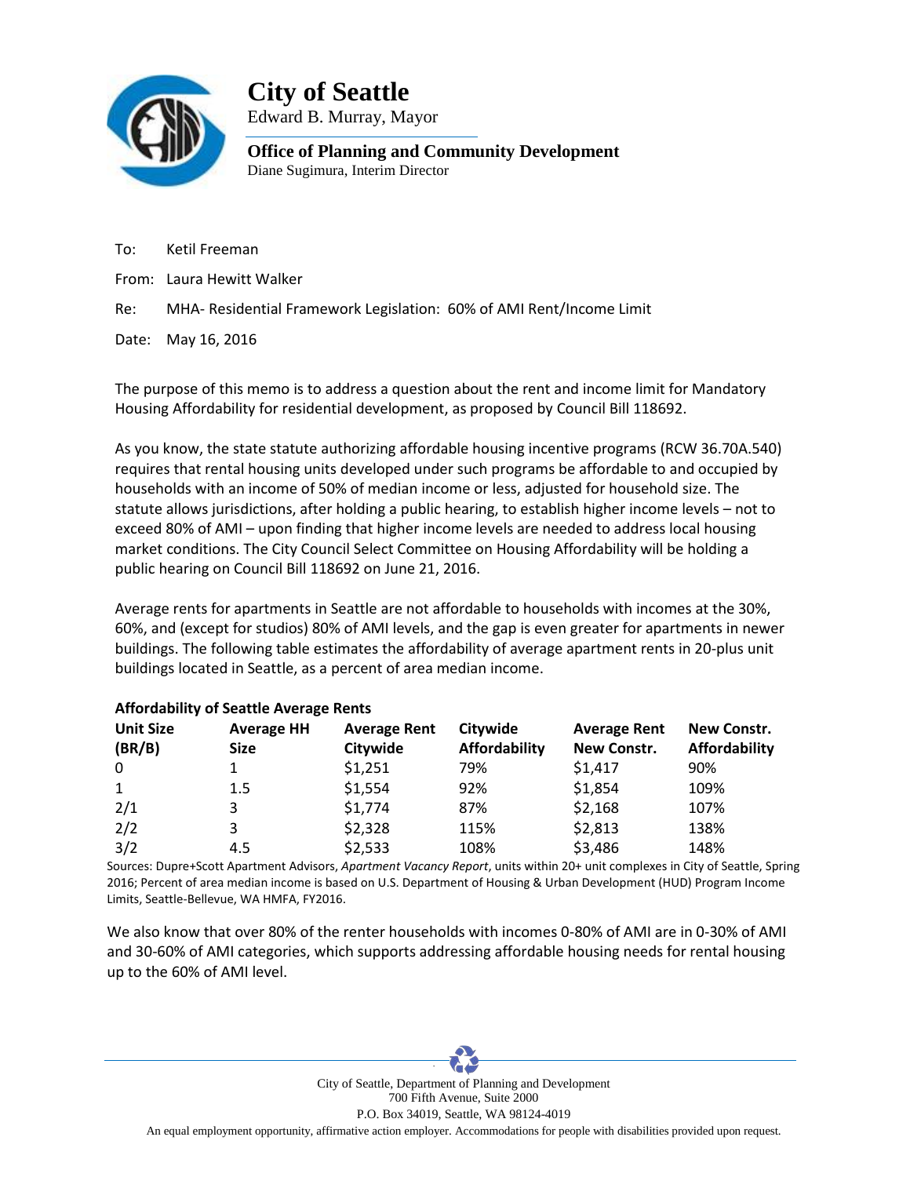# City of Seattle

Edward B. Murray, Mayor

**Office of Planning and Community Development**

Diane Sugimura, Interim Director

To: Ketil Freeman

From: Laura Hewitt Walker

Re: MHA- Residential Framework Legislation: 60% of AMI Rent/Income Limit

Date: May 16, 2016

The purpose of this memo is to address a question about the rent and income limit for Mandatory Housing Affordability for residential development, as proposed by Council Bill 118692.

As you know, the state statute authorizing affordable housing incentive programs (RCW 36.70A.540) requires that rental housing units developed under such programs be affordable to and occupied by households with an income of 50% of median income or less, adjusted for household size. The statute allows jurisdictions, after holding a public hearing, to establish higher income levels – not to exceed 80% of AMI – upon finding that higher income levels are needed to address local housing market conditions. The City Council Select Committee on Housing Affordability will be holding a public hearing on Council Bill 118692 on June 21, 2016.

Average rents for apartments in Seattle are not affordable to households with incomes at the 30%, 60%, and (except for studios) 80% of AMI levels, and the gap is even greater for apartments in newer buildings. The following table estimates the affordability of average apartment rents in 20-plus unit buildings located in Seattle, as a percent of area median income.

**Affordability of Seattle Average Rents**

| Unit Size (BR/B) | Average HH Size | Average Rent Citywide | Citywide Affordability | Average Rent New Constr. | New Constr. Affordability |
|---|---|---|---|---|---|
| 0 | 1 | $1,251 | 79% | $1,417 | 90% |
| 1 | 1.5 | $1,554 | 92% | $1,854 | 109% |
| 2/1 | 3 | $1,774 | 87% | $2,168 | 107% |
| 2/2 | 3 | $2,328 | 115% | $2,813 | 138% |
| 3/2 | 4.5 | $2,533 | 108% | $3,486 | 148% |

Sources: Dupre+Scott Apartment Advisors, *Apartment Vacancy Report*, units within 20+ unit complexes in City of Seattle, Spring 2016; Percent of area median income is based on U.S. Department of Housing & Urban Development (HUD) Program Income Limits, Seattle-Bellevue, WA HMFA, FY2016.

We also know that over 80% of the renter households with incomes 0-80% of AMI are in 0-30% of AMI and 30-60% of AMI categories, which supports addressing affordable housing needs for rental housing up to the 60% of AMI level.

City of Seattle, Department of Planning and Development
700 Fifth Avenue, Suite 2000
P.O. Box 34019, Seattle, WA 98124-4019
An equal employment opportunity, affirmative action employer. Accommodations for people with disabilities provided upon request.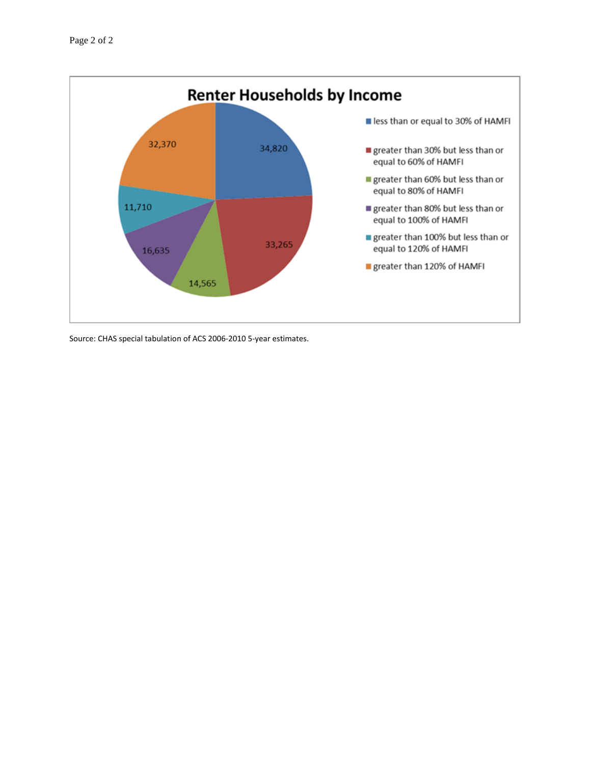Renter Households by Income

34,820

33,265

14,565

16,635

11,710

32,370

less than or equal to 30% of HAMFI

greater than 30% but less than or equal to 60% of HAMFI

greater than 60% but less than or equal to 80% of HAMFI

greater than 80% but less than or equal to 100% of HAMFI

greater than 100% but less than or equal to 120% of HAMFI

greater than 120% of HAMFI

Source: CHAS special tabulation of ACS 2006-2010 5-year estimates.